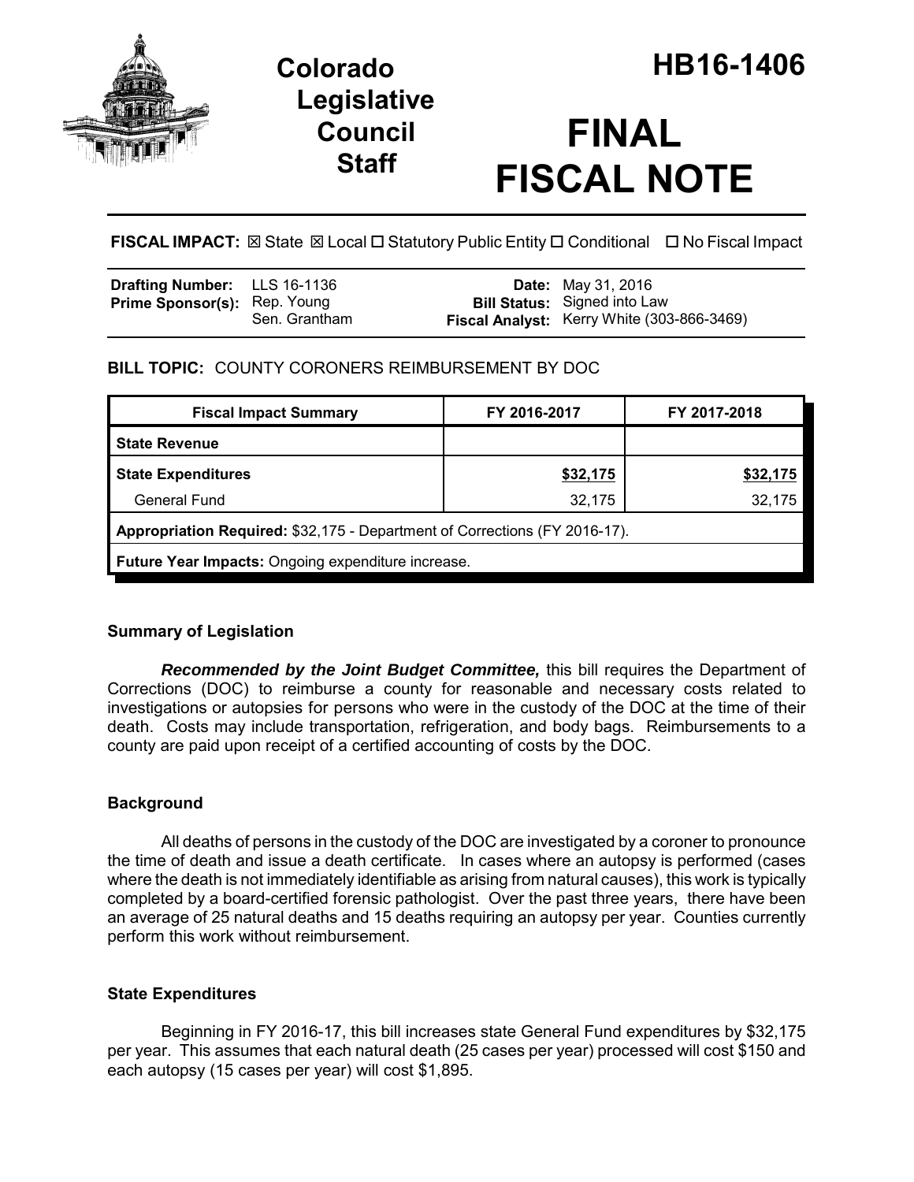# Colorado Legislative Council Staff

# HB16-1406

# FINAL FISCAL NOTE

**FISCAL IMPACT:** ☒ State ☒ Local ☐ Statutory Public Entity ☐ Conditional ☐ No Fiscal Impact

| | | | |
|---|---|---|---|
| **Drafting Number:** | LLS 16-1136 | **Date:** | May 31, 2016 |
| **Prime Sponsor(s):** | Rep. Young<br>Sen. Grantham | **Bill Status:** | Signed into Law |
| | | **Fiscal Analyst:** | Kerry White (303-866-3469) |

## BILL TOPIC: COUNTY CORONERS REIMBURSEMENT BY DOC

| Fiscal Impact Summary | FY 2016-2017 | FY 2017-2018 |
|---|---|---|
| **State Revenue** | | |
| **State Expenditures** | **$32,175** | **$32,175** |
| General Fund | 32,175 | 32,175 |
| **Appropriation Required:** $32,175 - Department of Corrections (FY 2016-17). | | |
| **Future Year Impacts:** Ongoing expenditure increase. | | |

### Summary of Legislation

***Recommended by the Joint Budget Committee,*** this bill requires the Department of Corrections (DOC) to reimburse a county for reasonable and necessary costs related to investigations or autopsies for persons who were in the custody of the DOC at the time of their death. Costs may include transportation, refrigeration, and body bags. Reimbursements to a county are paid upon receipt of a certified accounting of costs by the DOC.

### Background

All deaths of persons in the custody of the DOC are investigated by a coroner to pronounce the time of death and issue a death certificate. In cases where an autopsy is performed (cases where the death is not immediately identifiable as arising from natural causes), this work is typically completed by a board-certified forensic pathologist. Over the past three years, there have been an average of 25 natural deaths and 15 deaths requiring an autopsy per year. Counties currently perform this work without reimbursement.

### State Expenditures

Beginning in FY 2016-17, this bill increases state General Fund expenditures by $32,175 per year. This assumes that each natural death (25 cases per year) processed will cost $150 and each autopsy (15 cases per year) will cost $1,895.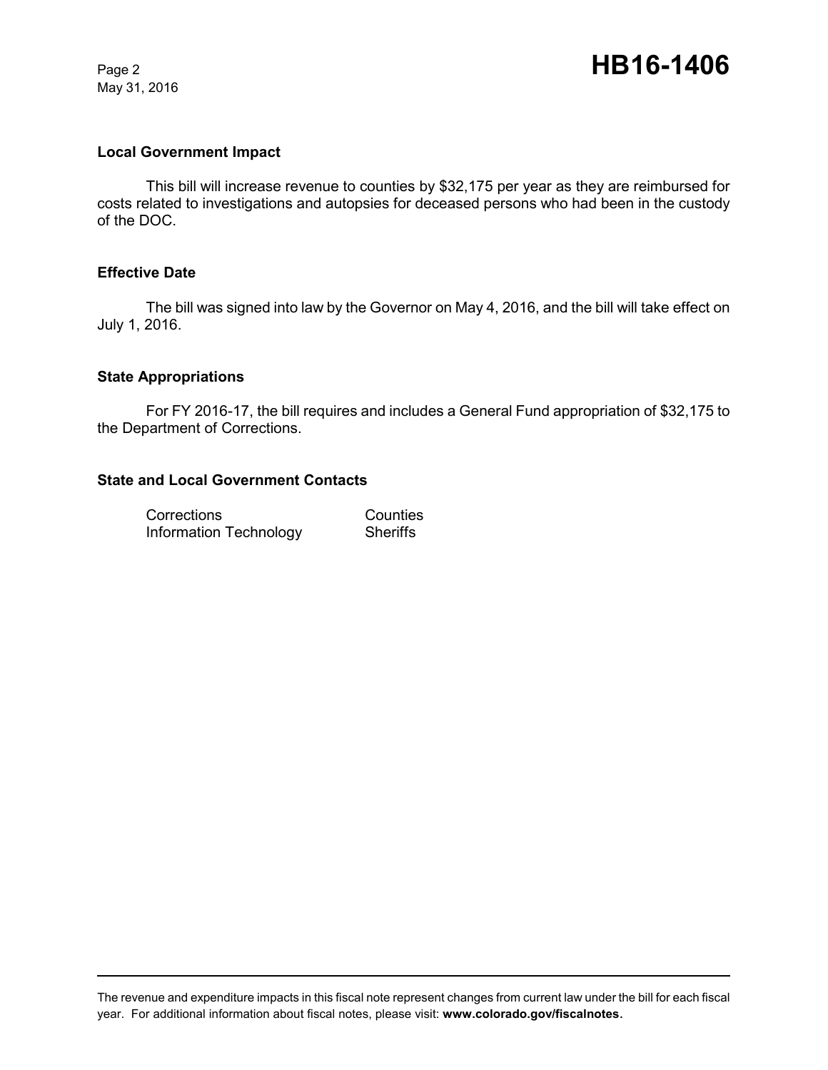**Local Government Impact**

This bill will increase revenue to counties by $32,175 per year as they are reimbursed for costs related to investigations and autopsies for deceased persons who had been in the custody of the DOC.

**Effective Date**

The bill was signed into law by the Governor on May 4, 2016, and the bill will take effect on July 1, 2016.

**State Appropriations**

For FY 2016-17, the bill requires and includes a General Fund appropriation of $32,175 to the Department of Corrections.

**State and Local Government Contacts**

| | |
|---|---|
| Corrections | Counties |
| Information Technology | Sheriffs |

The revenue and expenditure impacts in this fiscal note represent changes from current law under the bill for each fiscal year. For additional information about fiscal notes, please visit: **www.colorado.gov/fiscalnotes.**